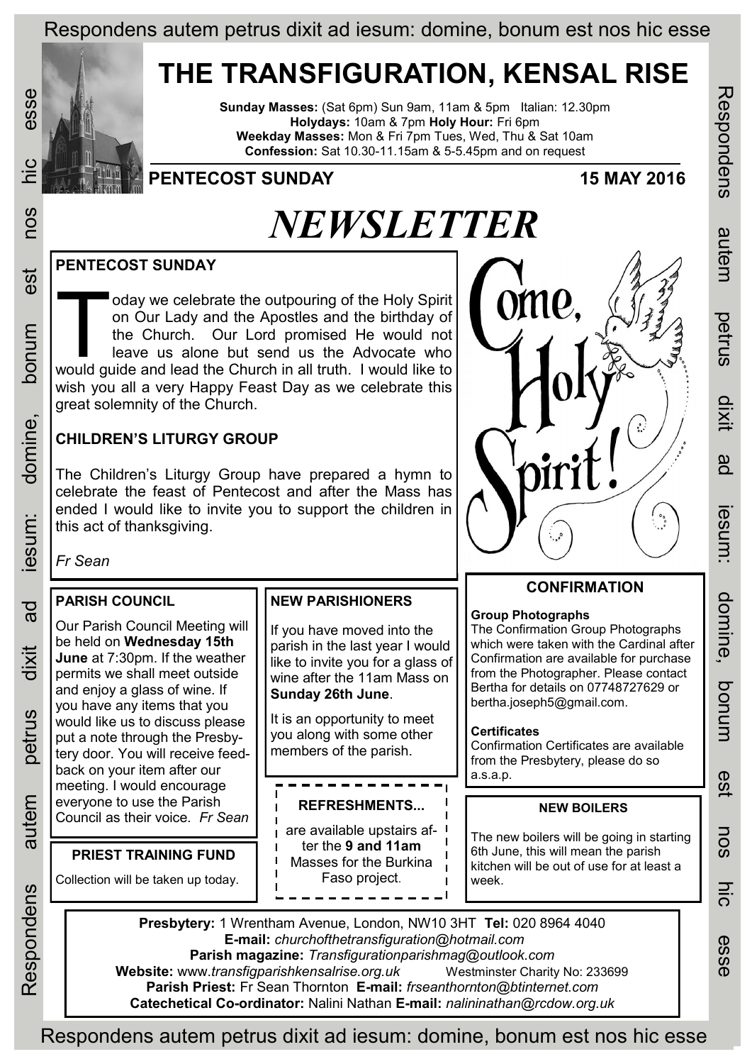# THE TRANSFIGURATION, KENSAL RISE

**Sunday Masses:** (Sat 6pm) Sun 9am, 11am & 5pm Italian: 12.30pm
**Holydays:** 10am & 7pm **Holy Hour:** Fri 6pm
**Weekday Masses:** Mon & Fri 7pm Tues, Wed, Thu & Sat 10am
**Confession:** Sat 10.30-11.15am & 5-5.45pm and on request

**PENTECOST SUNDAY** **15 MAY 2016**

# *NEWSLETTER*

## PENTECOST SUNDAY

Today we celebrate the outpouring of the Holy Spirit on Our Lady and the Apostles and the birthday of the Church. Our Lord promised He would not leave us alone but send us the Advocate who would guide and lead the Church in all truth. I would like to wish you all a very Happy Feast Day as we celebrate this great solemnity of the Church.

## CHILDREN'S LITURGY GROUP

The Children's Liturgy Group have prepared a hymn to celebrate the feast of Pentecost and after the Mass has ended I would like to invite you to support the children in this act of thanksgiving.

*Fr Sean*

Come, Holy Spirit!

## PARISH COUNCIL

Our Parish Council Meeting will be held on **Wednesday 15th June** at 7:30pm. If the weather permits we shall meet outside and enjoy a glass of wine. If you have any items that you would like us to discuss please put a note through the Presbytery door. You will receive feedback on your item after our meeting. I would encourage everyone to use the Parish Council as their voice. *Fr Sean*

## PRIEST TRAINING FUND

Collection will be taken up today.

## NEW PARISHIONERS

If you have moved into the parish in the last year I would like to invite you for a glass of wine after the 11am Mass on **Sunday 26th June**.

It is an opportunity to meet you along with some other members of the parish.

## REFRESHMENTS...

are available upstairs after the **9 and 11am** Masses for the Burkina Faso project.

## CONFIRMATION

**Group Photographs**
The Confirmation Group Photographs which were taken with the Cardinal after Confirmation are available for purchase from the Photographer. Please contact Bertha for details on 07748727629 or bertha.joseph5@gmail.com.

**Certificates**
Confirmation Certificates are available from the Presbytery, please do so a.s.a.p.

## NEW BOILERS

The new boilers will be going in starting 6th June, this will mean the parish kitchen will be out of use for at least a week.

**Presbytery:** 1 Wrentham Avenue, London, NW10 3HT **Tel:** 020 8964 4040
**E-mail:** *churchofthetransfiguration@hotmail.com*
**Parish magazine:** *Transfigurationparishmag@outlook.com*
**Website:** www.*transfigparishkensalrise.org.uk* Westminster Charity No: 233699
**Parish Priest:** Fr Sean Thornton **E-mail:** *frseanthornton@btinternet.com*
**Catechetical Co-ordinator:** Nalini Nathan **E-mail:** *nalininathan@rcdow.org.uk*

Respondens autem petrus dixit ad iesum: domine, bonum est nos hic esse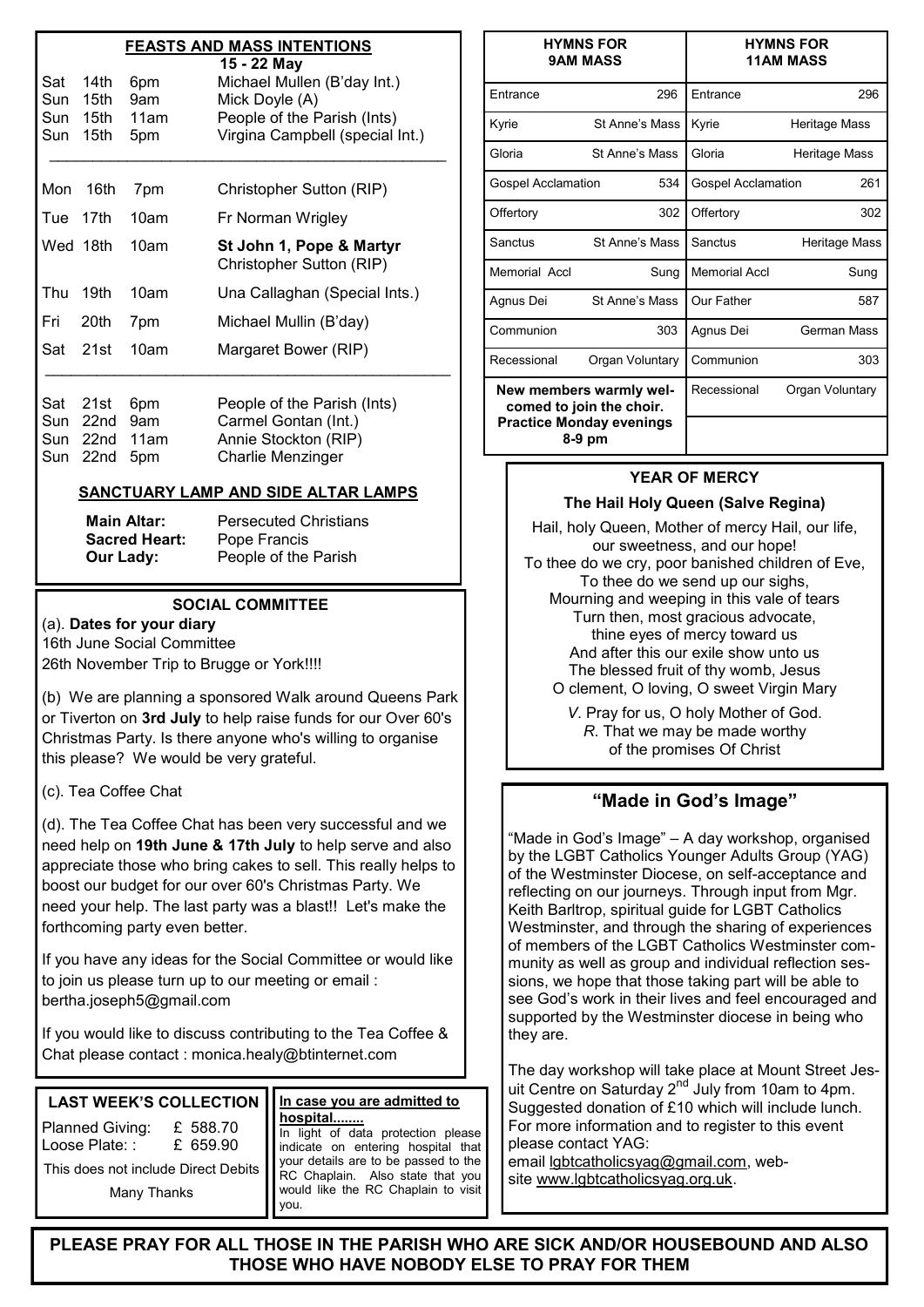## FEASTS AND MASS INTENTIONS

**15 - 22 May**

| | | | |
|---|---|---|---|
| Sat | 14th | 6pm | Michael Mullen (B'day Int.) |
| Sun | 15th | 9am | Mick Doyle (A) |
| Sun | 15th | 11am | People of the Parish (Ints) |
| Sun | 15th | 5pm | Virgina Campbell (special Int.) |
| Mon | 16th | 7pm | Christopher Sutton (RIP) |
| Tue | 17th | 10am | Fr Norman Wrigley |
| Wed | 18th | 10am | **St John 1, Pope & Martyr** Christopher Sutton (RIP) |
| Thu | 19th | 10am | Una Callaghan (Special Ints.) |
| Fri | 20th | 7pm | Michael Mullin (B'day) |
| Sat | 21st | 10am | Margaret Bower (RIP) |
| Sat | 21st | 6pm | People of the Parish (Ints) |
| Sun | 22nd | 9am | Carmel Gontan (Int.) |
| Sun | 22nd | 11am | Annie Stockton (RIP) |
| Sun | 22nd | 5pm | Charlie Menzinger |

### SANCTUARY LAMP AND SIDE ALTAR LAMPS

| | |
|---|---|
| **Main Altar:** | Persecuted Christians |
| **Sacred Heart:** | Pope Francis |
| **Our Lady:** | People of the Parish |

### SOCIAL COMMITTEE

(a). **Dates for your diary**
16th June Social Committee
26th November Trip to Brugge or York!!!!

(b) We are planning a sponsored Walk around Queens Park or Tiverton on **3rd July** to help raise funds for our Over 60's Christmas Party. Is there anyone who's willing to organise this please? We would be very grateful.

(c). Tea Coffee Chat

(d). The Tea Coffee Chat has been very successful and we need help on **19th June & 17th July** to help serve and also appreciate those who bring cakes to sell. This really helps to boost our budget for our over 60's Christmas Party. We need your help. The last party was a blast!! Let's make the forthcoming party even better.

If you have any ideas for the Social Committee or would like to join us please turn up to our meeting or email : bertha.joseph5@gmail.com

If you would like to discuss contributing to the Tea Coffee & Chat please contact : monica.healy@btinternet.com

### LAST WEEK'S COLLECTION

| | |
|---|---|
| Planned Giving: | £ 588.70 |
| Loose Plate: : | £ 659.90 |

This does not include Direct Debits

Many Thanks

**In case you are admitted to hospital........**

In light of data protection please indicate on entering hospital that your details are to be passed to the RC Chaplain. Also state that you would like the RC Chaplain to visit you.

| HYMNS FOR 9AM MASS | | HYMNS FOR 11AM MASS | |
|---|---|---|---|
| Entrance | 296 | Entrance | 296 |
| Kyrie | St Anne's Mass | Kyrie | Heritage Mass |
| Gloria | St Anne's Mass | Gloria | Heritage Mass |
| Gospel Acclamation | 534 | Gospel Acclamation | 261 |
| Offertory | 302 | Offertory | 302 |
| Sanctus | St Anne's Mass | Sanctus | Heritage Mass |
| Memorial Accl | Sung | Memorial Accl | Sung |
| Agnus Dei | St Anne's Mass | Our Father | 587 |
| Communion | 303 | Agnus Dei | German Mass |
| Recessional | Organ Voluntary | Communion | 303 |
| | | Recessional | Organ Voluntary |

**New members warmly welcomed to join the choir. Practice Monday evenings 8-9 pm**

### YEAR OF MERCY

**The Hail Holy Queen (Salve Regina)**

Hail, holy Queen, Mother of mercy Hail, our life,
our sweetness, and our hope!
To thee do we cry, poor banished children of Eve,
To thee do we send up our sighs,
Mourning and weeping in this vale of tears
Turn then, most gracious advocate,
thine eyes of mercy toward us
And after this our exile show unto us
The blessed fruit of thy womb, Jesus
O clement, O loving, O sweet Virgin Mary

*V*. Pray for us, O holy Mother of God.
*R*. That we may be made worthy
of the promises Of Christ

## "Made in God's Image"

"Made in God's Image" – A day workshop, organised by the LGBT Catholics Younger Adults Group (YAG) of the Westminster Diocese, on self-acceptance and reflecting on our journeys. Through input from Mgr. Keith Barltrop, spiritual guide for LGBT Catholics Westminster, and through the sharing of experiences of members of the LGBT Catholics Westminster community as well as group and individual reflection sessions, we hope that those taking part will be able to see God's work in their lives and feel encouraged and supported by the Westminster diocese in being who they are.

The day workshop will take place at Mount Street Jesuit Centre on Saturday 2nd July from 10am to 4pm. Suggested donation of £10 which will include lunch. For more information and to register to this event please contact YAG:
email lgbtcatholicsyag@gmail.com, website www.lgbtcatholicsyag.org.uk.

**PLEASE PRAY FOR ALL THOSE IN THE PARISH WHO ARE SICK AND/OR HOUSEBOUND AND ALSO THOSE WHO HAVE NOBODY ELSE TO PRAY FOR THEM**